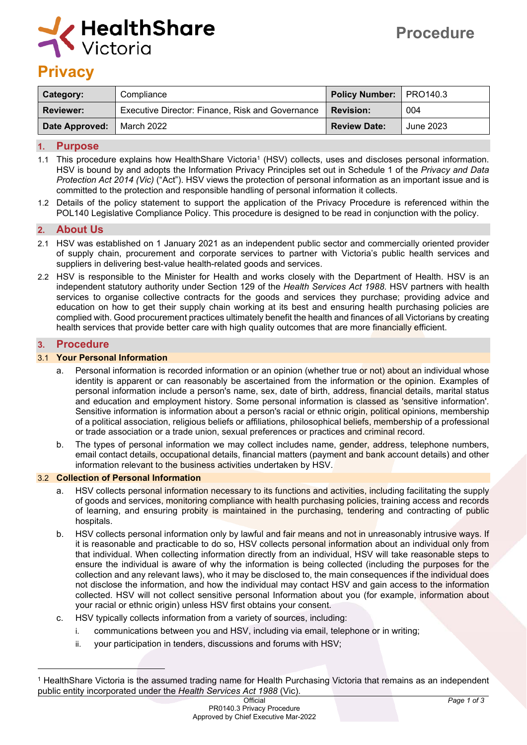# Privacy

Procedure

| Category: | Compliance | Policy Number: | PRO140.3 |
|---|---|---|---|
| Reviewer: | Executive Director: Finance, Risk and Governance | Revision: | 004 |
| Date Approved: | March 2022 | Review Date: | June 2023 |

## 1. Purpose

1.1 This procedure explains how HealthShare Victoria[1] (HSV) collects, uses and discloses personal information. HSV is bound by and adopts the Information Privacy Principles set out in Schedule 1 of the *Privacy and Data Protection Act 2014 (Vic)* ("Act"). HSV views the protection of personal information as an important issue and is committed to the protection and responsible handling of personal information it collects.

1.2 Details of the policy statement to support the application of the Privacy Procedure is referenced within the POL140 Legislative Compliance Policy. This procedure is designed to be read in conjunction with the policy.

## 2. About Us

2.1 HSV was established on 1 January 2021 as an independent public sector and commercially oriented provider of supply chain, procurement and corporate services to partner with Victoria's public health services and suppliers in delivering best-value health-related goods and services.

2.2 HSV is responsible to the Minister for Health and works closely with the Department of Health. HSV is an independent statutory authority under Section 129 of the *Health Services Act 1988*. HSV partners with health services to organise collective contracts for the goods and services they purchase; providing advice and education on how to get their supply chain working at its best and ensuring health purchasing policies are complied with. Good procurement practices ultimately benefit the health and finances of all Victorians by creating health services that provide better care with high quality outcomes that are more financially efficient.

## 3. Procedure

### 3.1 Your Personal Information

a. Personal information is recorded information or an opinion (whether true or not) about an individual whose identity is apparent or can reasonably be ascertained from the information or the opinion. Examples of personal information include a person's name, sex, date of birth, address, financial details, marital status and education and employment history. Some personal information is classed as 'sensitive information'. Sensitive information is information about a person's racial or ethnic origin, political opinions, membership of a political association, religious beliefs or affiliations, philosophical beliefs, membership of a professional or trade association or a trade union, sexual preferences or practices and criminal record.

b. The types of personal information we may collect includes name, gender, address, telephone numbers, email contact details, occupational details, financial matters (payment and bank account details) and other information relevant to the business activities undertaken by HSV.

### 3.2 Collection of Personal Information

a. HSV collects personal information necessary to its functions and activities, including facilitating the supply of goods and services, monitoring compliance with health purchasing policies, training access and records of learning, and ensuring probity is maintained in the purchasing, tendering and contracting of public hospitals.

b. HSV collects personal information only by lawful and fair means and not in unreasonably intrusive ways. If it is reasonable and practicable to do so, HSV collects personal information about an individual only from that individual. When collecting information directly from an individual, HSV will take reasonable steps to ensure the individual is aware of why the information is being collected (including the purposes for the collection and any relevant laws), who it may be disclosed to, the main consequences if the individual does not disclose the information, and how the individual may contact HSV and gain access to the information collected. HSV will not collect sensitive personal Information about you (for example, information about your racial or ethnic origin) unless HSV first obtains your consent.

c. HSV typically collects information from a variety of sources, including:

   i. communications between you and HSV, including via email, telephone or in writing;

   ii. your participation in tenders, discussions and forums with HSV;

---

[1] HealthShare Victoria is the assumed trading name for Health Purchasing Victoria that remains as an independent public entity incorporated under the *Health Services Act 1988* (Vic).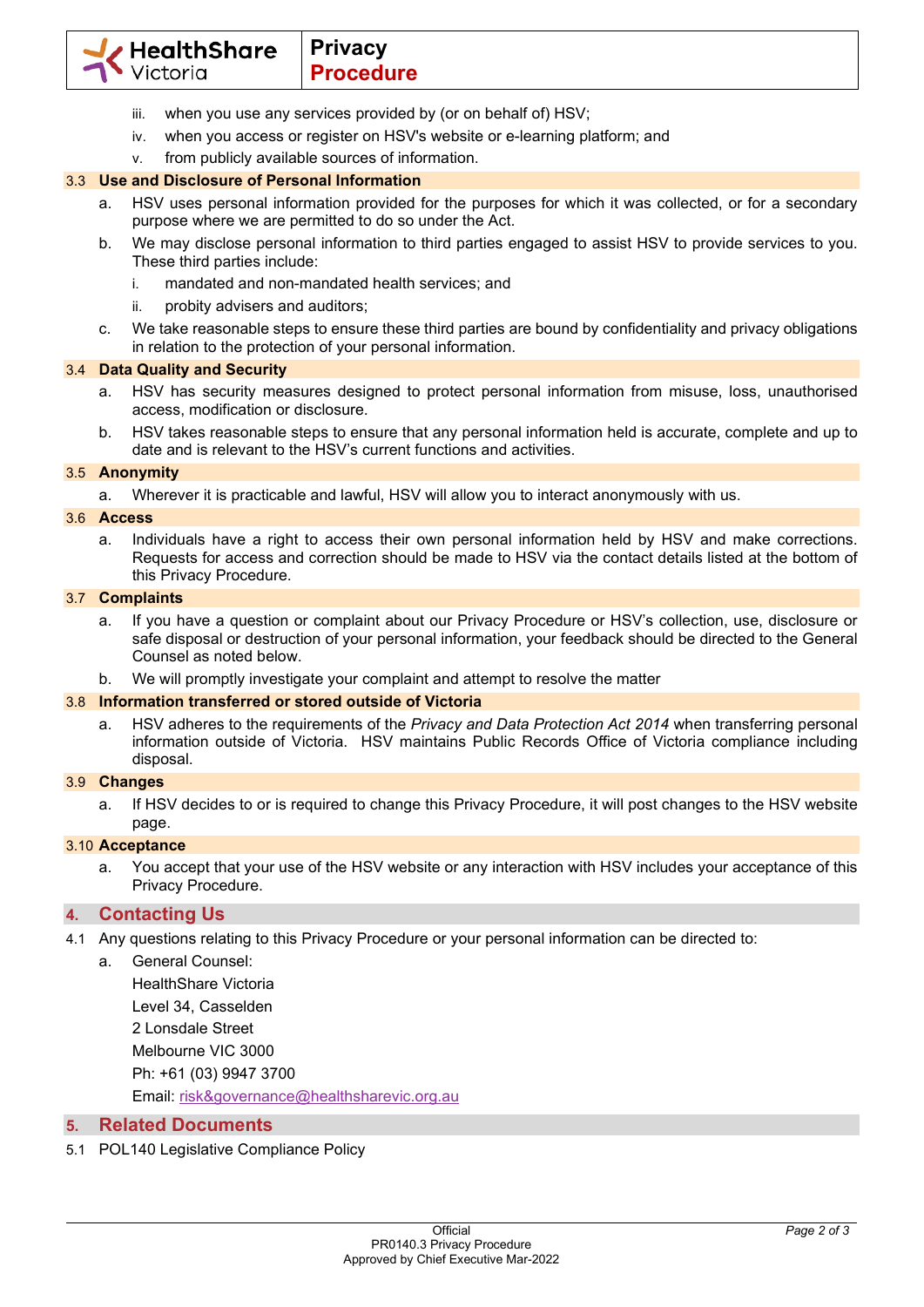iii. when you use any services provided by (or on behalf of) HSV;
   iv. when you access or register on HSV's website or e-learning platform; and
   v. from publicly available sources of information.

### 3.3 Use and Disclosure of Personal Information

a. HSV uses personal information provided for the purposes for which it was collected, or for a secondary purpose where we are permitted to do so under the Act.

b. We may disclose personal information to third parties engaged to assist HSV to provide services to you. These third parties include:
   i. mandated and non-mandated health services; and
   ii. probity advisers and auditors;

c. We take reasonable steps to ensure these third parties are bound by confidentiality and privacy obligations in relation to the protection of your personal information.

### 3.4 Data Quality and Security

a. HSV has security measures designed to protect personal information from misuse, loss, unauthorised access, modification or disclosure.

b. HSV takes reasonable steps to ensure that any personal information held is accurate, complete and up to date and is relevant to the HSV's current functions and activities.

### 3.5 Anonymity

a. Wherever it is practicable and lawful, HSV will allow you to interact anonymously with us.

### 3.6 Access

a. Individuals have a right to access their own personal information held by HSV and make corrections. Requests for access and correction should be made to HSV via the contact details listed at the bottom of this Privacy Procedure.

### 3.7 Complaints

a. If you have a question or complaint about our Privacy Procedure or HSV's collection, use, disclosure or safe disposal or destruction of your personal information, your feedback should be directed to the General Counsel as noted below.

b. We will promptly investigate your complaint and attempt to resolve the matter

### 3.8 Information transferred or stored outside of Victoria

a. HSV adheres to the requirements of the *Privacy and Data Protection Act 2014* when transferring personal information outside of Victoria. HSV maintains Public Records Office of Victoria compliance including disposal.

### 3.9 Changes

a. If HSV decides to or is required to change this Privacy Procedure, it will post changes to the HSV website page.

### 3.10 Acceptance

a. You accept that your use of the HSV website or any interaction with HSV includes your acceptance of this Privacy Procedure.

## 4. Contacting Us

4.1 Any questions relating to this Privacy Procedure or your personal information can be directed to:

a. General Counsel:
   HealthShare Victoria
   Level 34, Casselden
   2 Lonsdale Street
   Melbourne VIC 3000
   Ph: +61 (03) 9947 3700
   Email: risk&governance@healthsharevic.org.au

## 5. Related Documents

5.1 POL140 Legislative Compliance Policy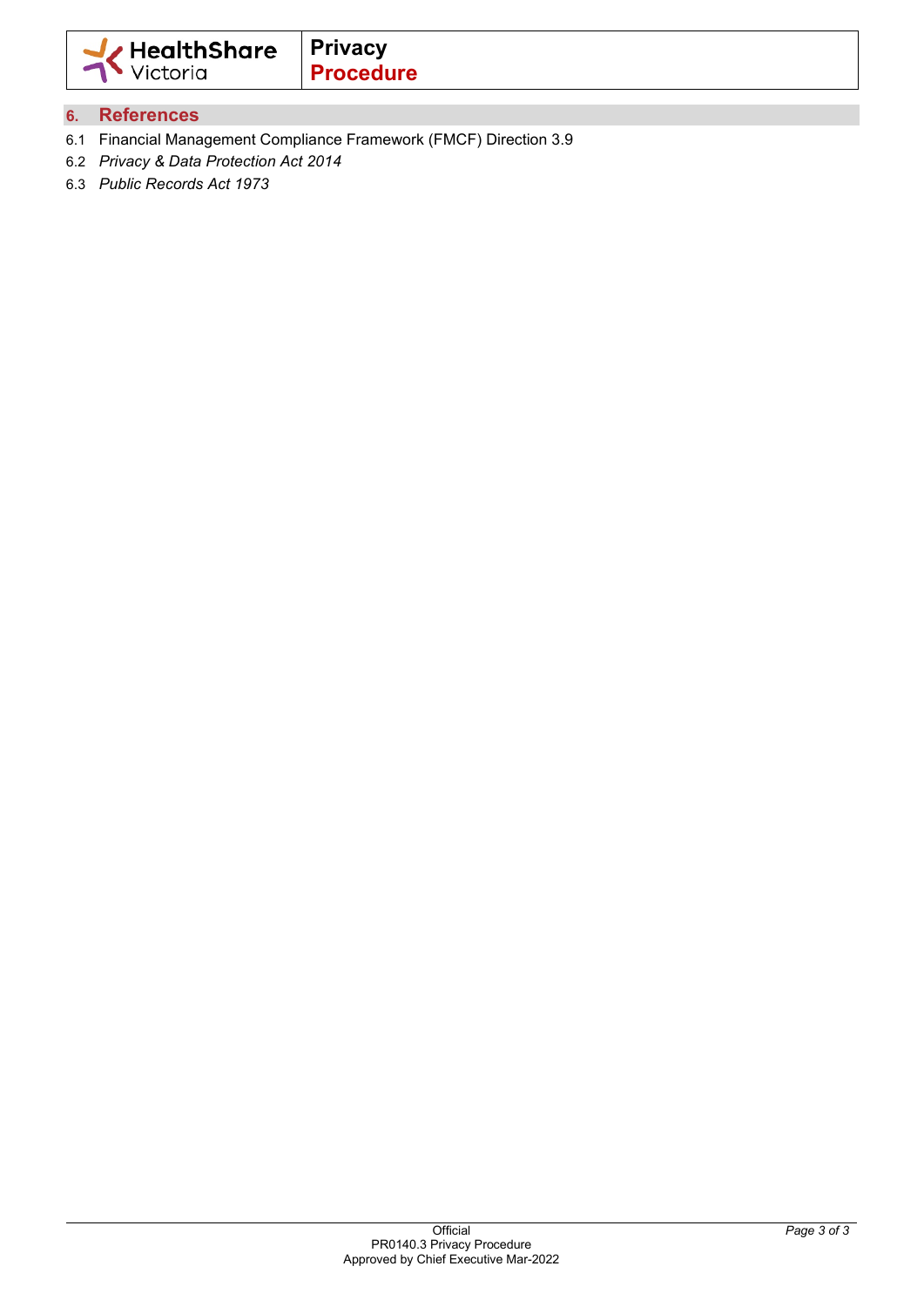## 6. References

6.1 Financial Management Compliance Framework (FMCF) Direction 3.9

6.2 *Privacy & Data Protection Act 2014*

6.3 *Public Records Act 1973*